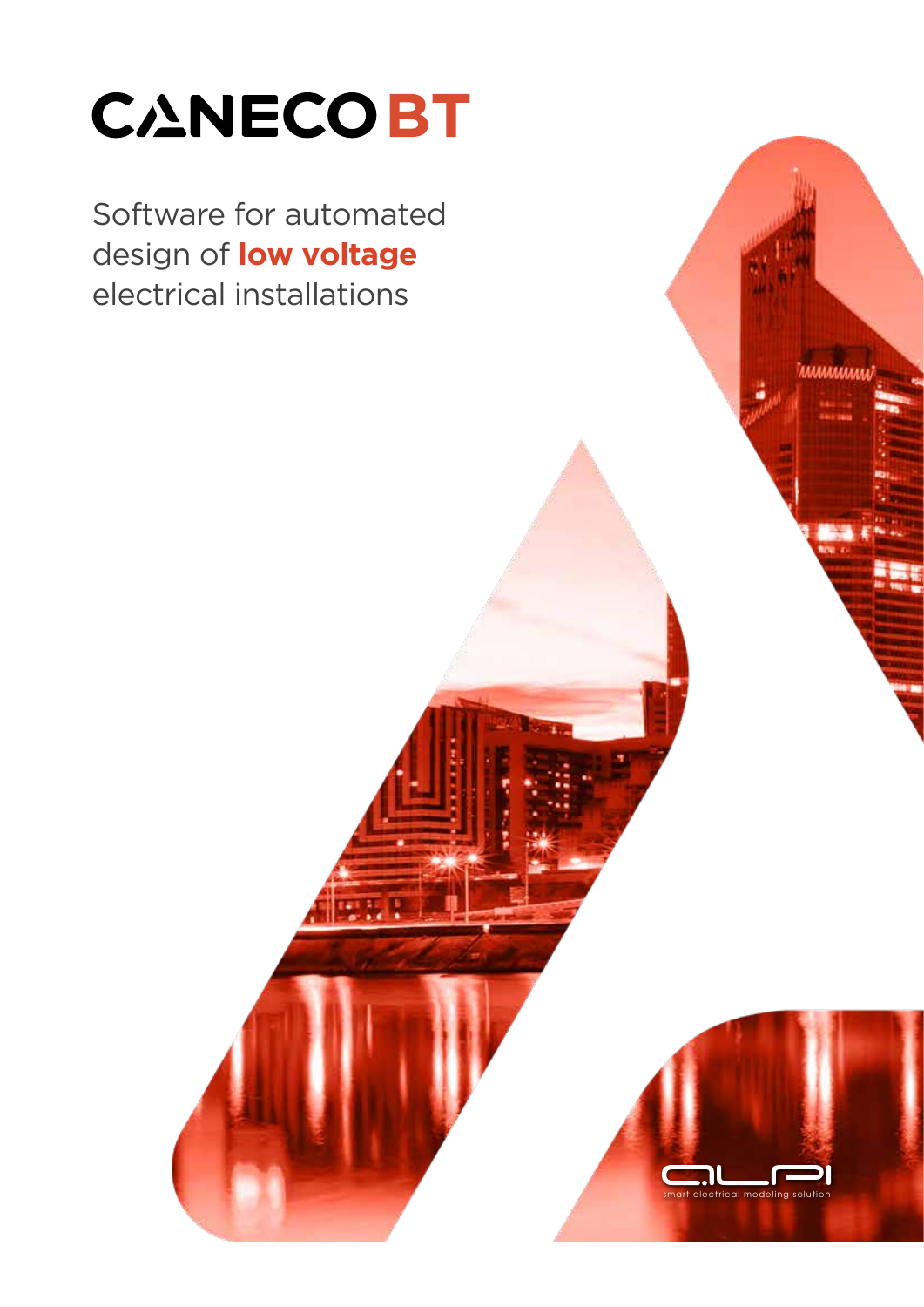# CANECO BT

Software for automated design of **low voltage** electrical installations

ALPI

smart electrical modeling solution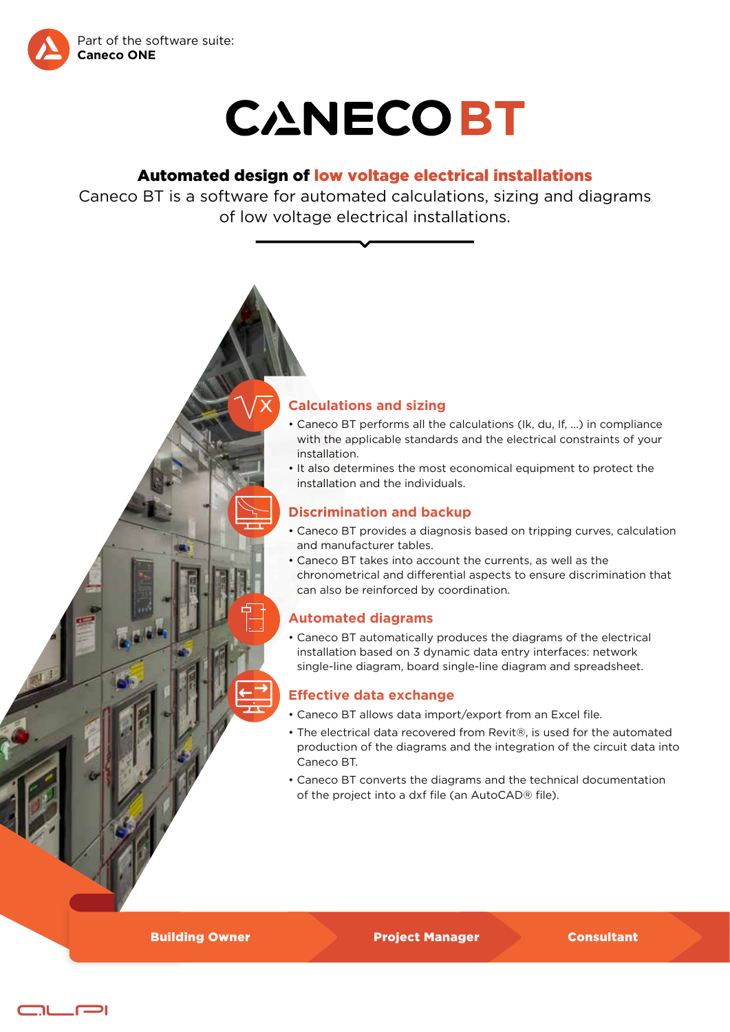Part of the software suite:
**Caneco ONE**

# CANECO BT

**Automated design of low voltage electrical installations**

Caneco BT is a software for automated calculations, sizing and diagrams of low voltage electrical installations.

## Calculations and sizing

- Caneco BT performs all the calculations (Ik, du, If, ...) in compliance with the applicable standards and the electrical constraints of your installation.
- It also determines the most economical equipment to protect the installation and the individuals.

## Discrimination and backup

- Caneco BT provides a diagnosis based on tripping curves, calculation and manufacturer tables.
- Caneco BT takes into account the currents, as well as the chronometrical and differential aspects to ensure discrimination that can also be reinforced by coordination.

## Automated diagrams

- Caneco BT automatically produces the diagrams of the electrical installation based on 3 dynamic data entry interfaces: network single-line diagram, board single-line diagram and spreadsheet.

## Effective data exchange

- Caneco BT allows data import/export from an Excel file.
- The electrical data recovered from Revit®, is used for the automated production of the diagrams and the integration of the circuit data into Caneco BT.
- Caneco BT converts the diagrams and the technical documentation of the project into a dxf file (an AutoCAD® file).

**Building Owner** | **Project Manager** | **Consultant**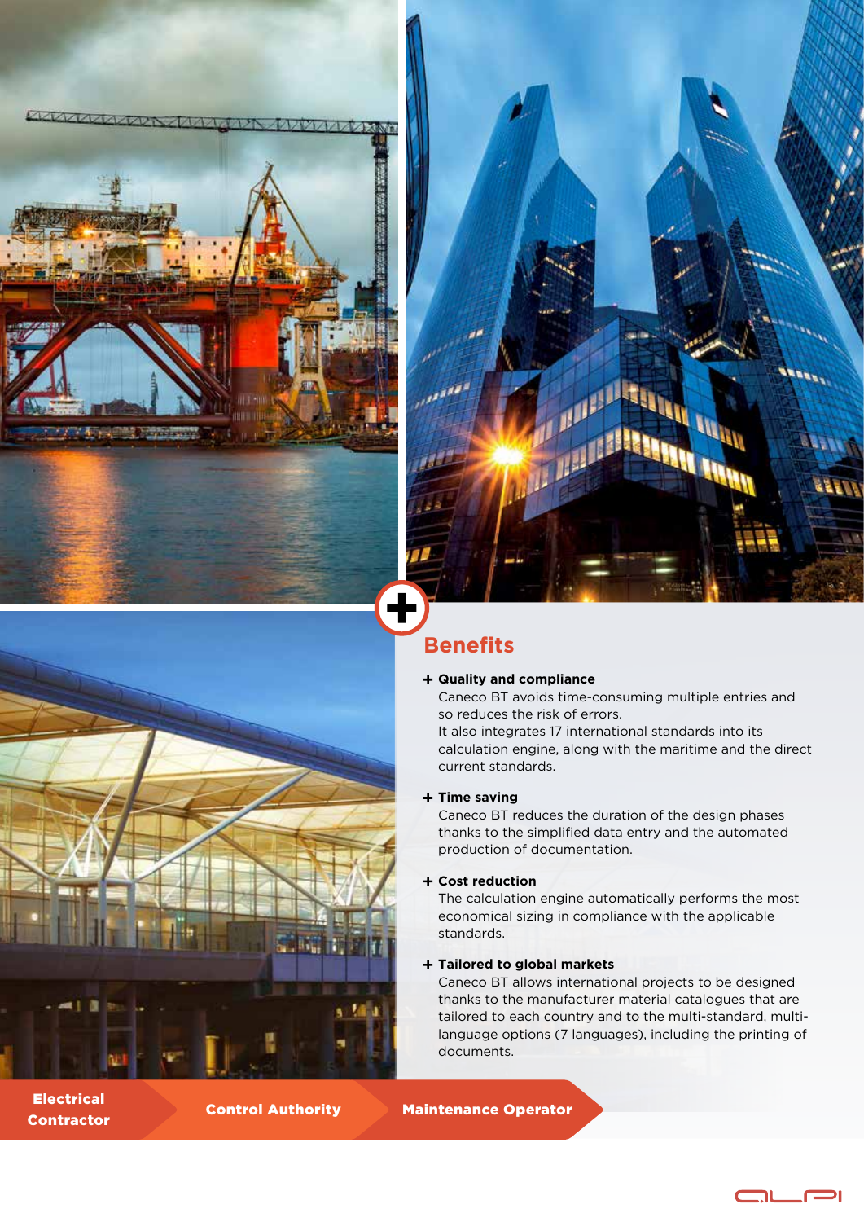## Benefits

**+ Quality and compliance**

Caneco BT avoids time-consuming multiple entries and so reduces the risk of errors.
It also integrates 17 international standards into its calculation engine, along with the maritime and the direct current standards.

**+ Time saving**

Caneco BT reduces the duration of the design phases thanks to the simplified data entry and the automated production of documentation.

**+ Cost reduction**

The calculation engine automatically performs the most economical sizing in compliance with the applicable standards.

**+ Tailored to global markets**

Caneco BT allows international projects to be designed thanks to the manufacturer material catalogues that are tailored to each country and to the multi-standard, multi-language options (7 languages), including the printing of documents.

**Electrical Contractor** → **Control Authority** → **Maintenance Operator**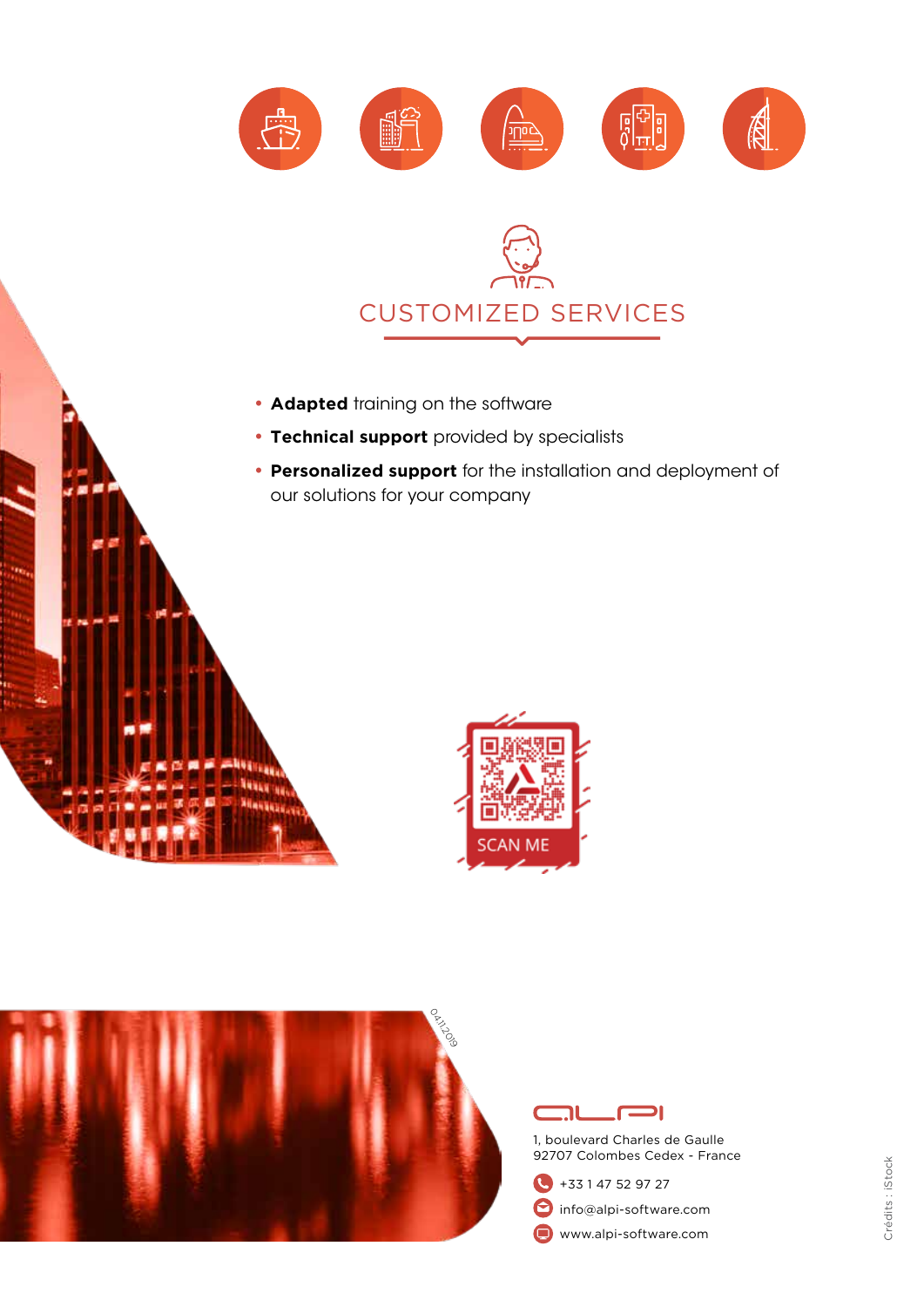## CUSTOMIZED SERVICES

- **Adapted** training on the software
- **Technical support** provided by specialists
- **Personalized support** for the installation and deployment of our solutions for your company

SCAN ME

04.11.2019

ALPI

1, boulevard Charles de Gaulle
92707 Colombes Cedex - France

+33 1 47 52 97 27

info@alpi-software.com

www.alpi-software.com

Crédits : iStock